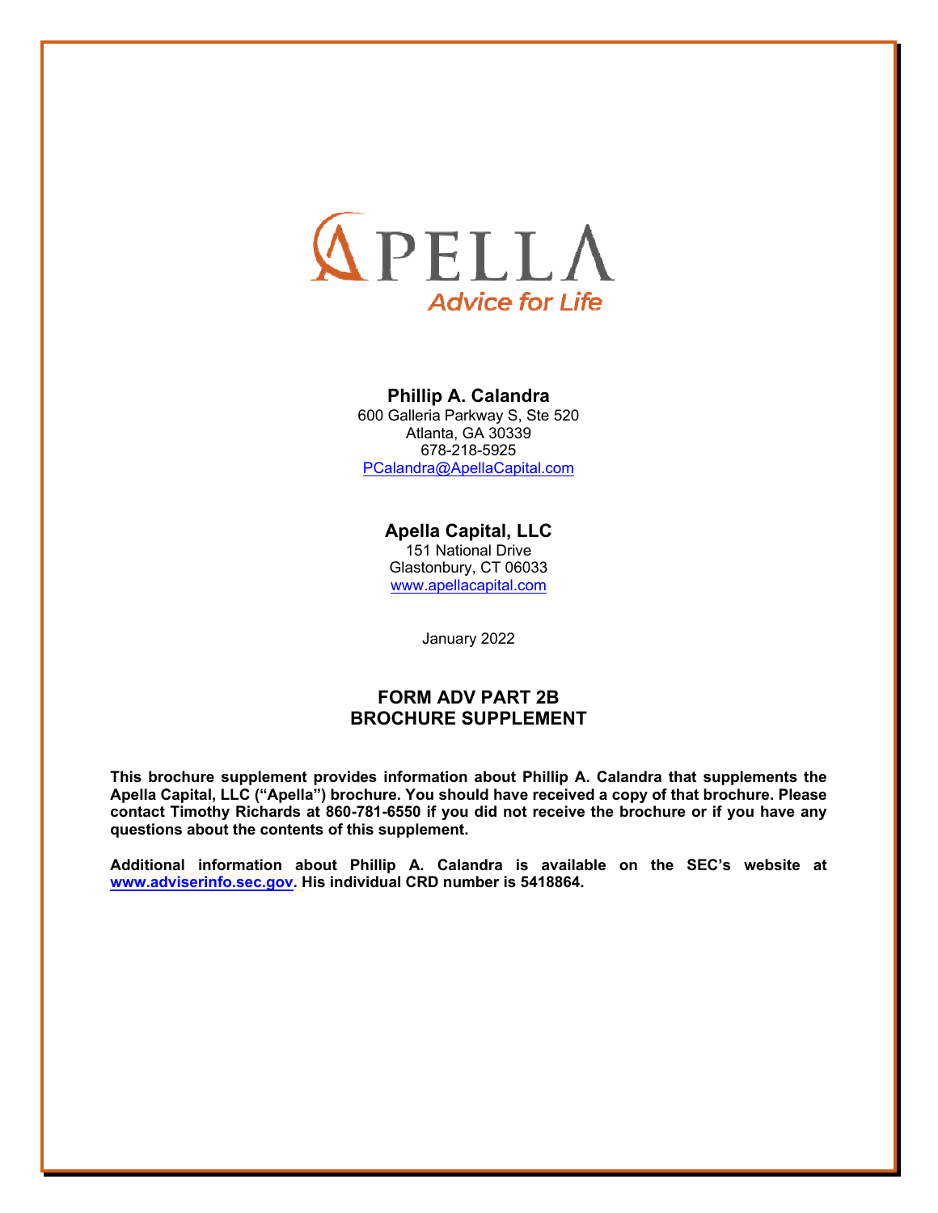APELLA
Advice for Life

**Phillip A. Calandra**
600 Galleria Parkway S, Ste 520
Atlanta, GA 30339
678-218-5925
PCalandra@ApellaCapital.com

**Apella Capital, LLC**
151 National Drive
Glastonbury, CT 06033
www.apellacapital.com

January 2022

# FORM ADV PART 2B
# BROCHURE SUPPLEMENT

**This brochure supplement provides information about Phillip A. Calandra that supplements the Apella Capital, LLC ("Apella") brochure. You should have received a copy of that brochure. Please contact Timothy Richards at 860-781-6550 if you did not receive the brochure or if you have any questions about the contents of this supplement.**

**Additional information about Phillip A. Calandra is available on the SEC's website at www.adviserinfo.sec.gov. His individual CRD number is 5418864.**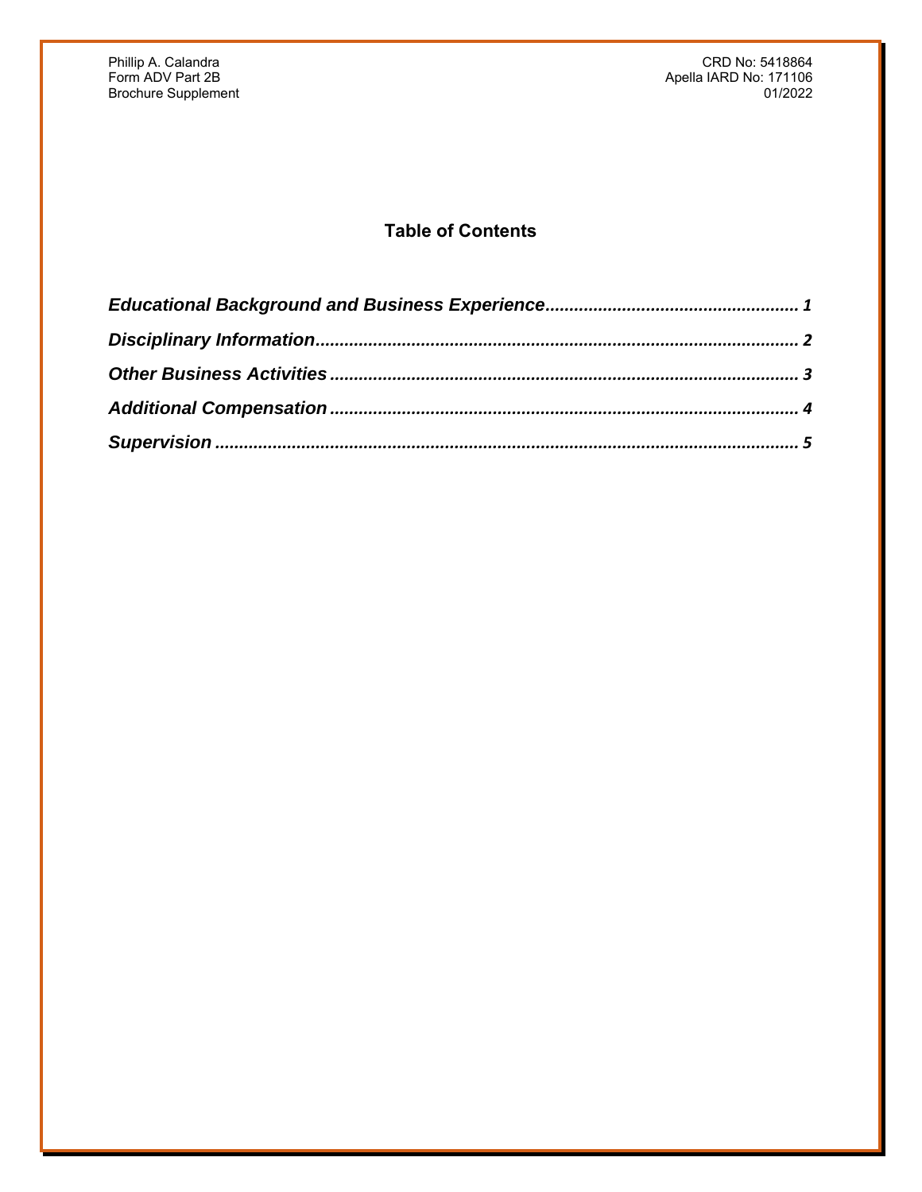## Table of Contents

***Educational Background and Business Experience*** .................................................... 1

***Disciplinary Information*** .................................................................................................... 2

***Other Business Activities*** ................................................................................................. 3

***Additional Compensation*** ................................................................................................. 4

***Supervision*** ........................................................................................................................ 5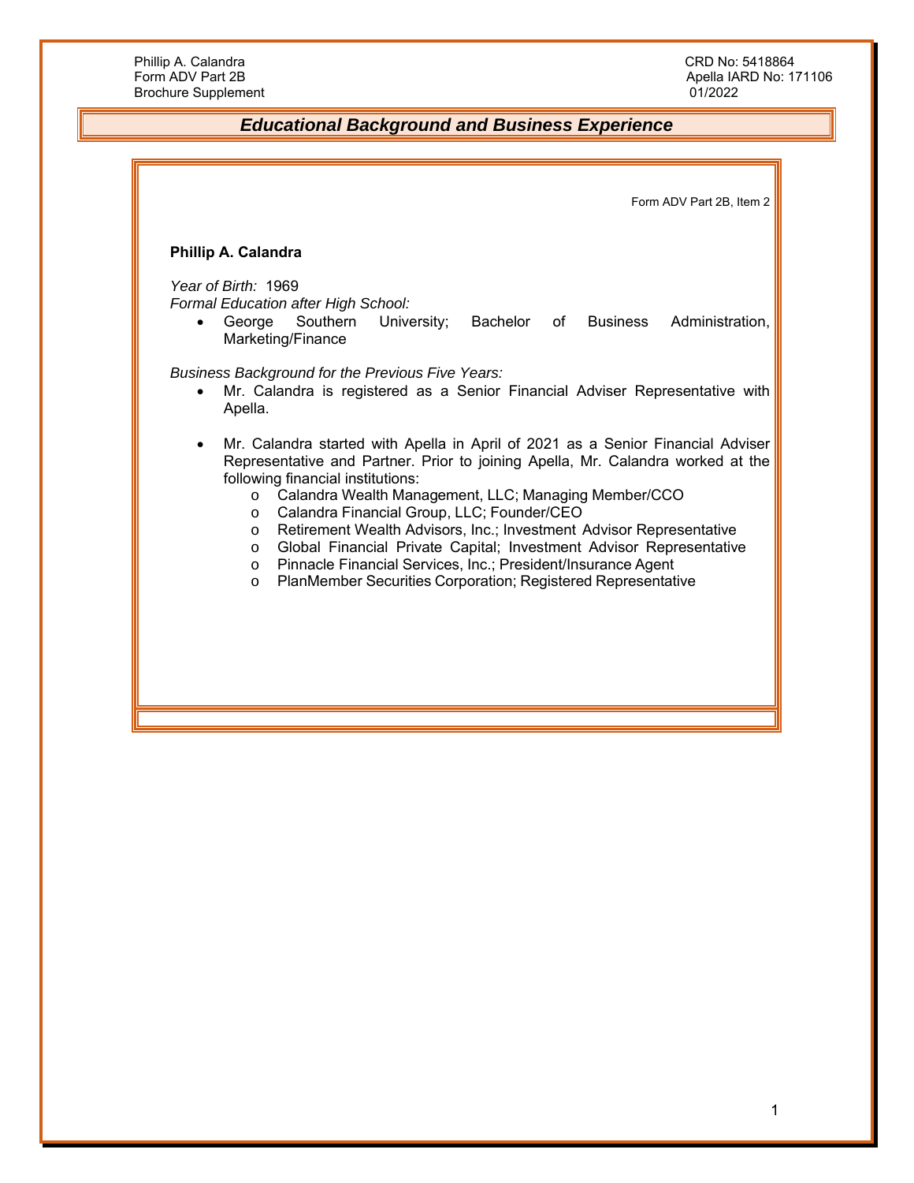## Educational Background and Business Experience

Form ADV Part 2B, Item 2

**Phillip A. Calandra**

*Year of Birth:* 1969
*Formal Education after High School:*

- George Southern University; Bachelor of Business Administration, Marketing/Finance

*Business Background for the Previous Five Years:*

- Mr. Calandra is registered as a Senior Financial Adviser Representative with Apella.

- Mr. Calandra started with Apella in April of 2021 as a Senior Financial Adviser Representative and Partner. Prior to joining Apella, Mr. Calandra worked at the following financial institutions:
  - Calandra Wealth Management, LLC; Managing Member/CCO
  - Calandra Financial Group, LLC; Founder/CEO
  - Retirement Wealth Advisors, Inc.; Investment Advisor Representative
  - Global Financial Private Capital; Investment Advisor Representative
  - Pinnacle Financial Services, Inc.; President/Insurance Agent
  - PlanMember Securities Corporation; Registered Representative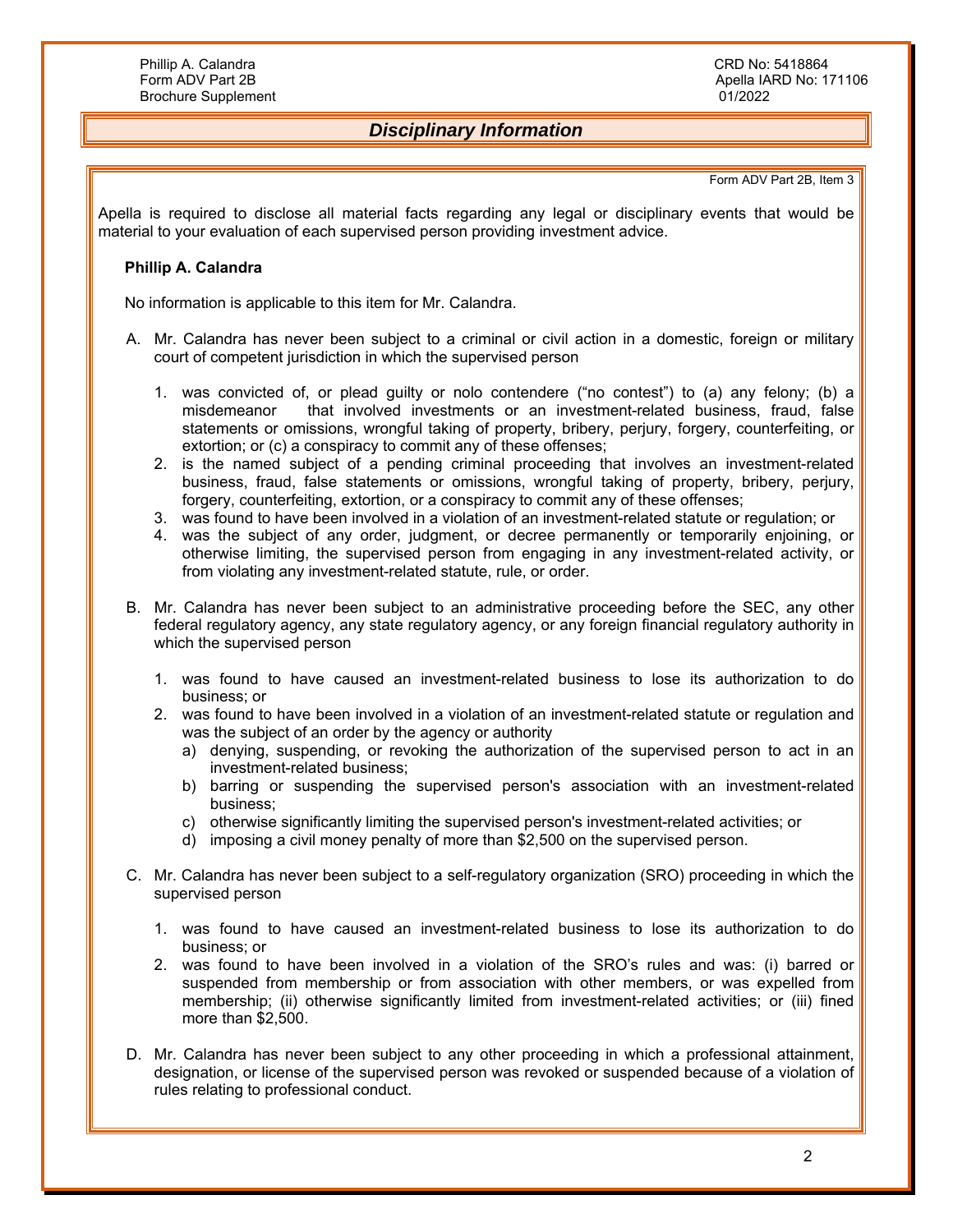## *Disciplinary Information*

Form ADV Part 2B, Item 3

Apella is required to disclose all material facts regarding any legal or disciplinary events that would be material to your evaluation of each supervised person providing investment advice.

**Phillip A. Calandra**

No information is applicable to this item for Mr. Calandra.

A. Mr. Calandra has never been subject to a criminal or civil action in a domestic, foreign or military court of competent jurisdiction in which the supervised person

   1. was convicted of, or plead guilty or nolo contendere ("no contest") to (a) any felony; (b) a misdemeanor that involved investments or an investment-related business, fraud, false statements or omissions, wrongful taking of property, bribery, perjury, forgery, counterfeiting, or extortion; or (c) a conspiracy to commit any of these offenses;
   2. is the named subject of a pending criminal proceeding that involves an investment-related business, fraud, false statements or omissions, wrongful taking of property, bribery, perjury, forgery, counterfeiting, extortion, or a conspiracy to commit any of these offenses;
   3. was found to have been involved in a violation of an investment-related statute or regulation; or
   4. was the subject of any order, judgment, or decree permanently or temporarily enjoining, or otherwise limiting, the supervised person from engaging in any investment-related activity, or from violating any investment-related statute, rule, or order.

B. Mr. Calandra has never been subject to an administrative proceeding before the SEC, any other federal regulatory agency, any state regulatory agency, or any foreign financial regulatory authority in which the supervised person

   1. was found to have caused an investment-related business to lose its authorization to do business; or
   2. was found to have been involved in a violation of an investment-related statute or regulation and was the subject of an order by the agency or authority
      a) denying, suspending, or revoking the authorization of the supervised person to act in an investment-related business;
      b) barring or suspending the supervised person's association with an investment-related business;
      c) otherwise significantly limiting the supervised person's investment-related activities; or
      d) imposing a civil money penalty of more than $2,500 on the supervised person.

C. Mr. Calandra has never been subject to a self-regulatory organization (SRO) proceeding in which the supervised person

   1. was found to have caused an investment-related business to lose its authorization to do business; or
   2. was found to have been involved in a violation of the SRO's rules and was: (i) barred or suspended from membership or from association with other members, or was expelled from membership; (ii) otherwise significantly limited from investment-related activities; or (iii) fined more than $2,500.

D. Mr. Calandra has never been subject to any other proceeding in which a professional attainment, designation, or license of the supervised person was revoked or suspended because of a violation of rules relating to professional conduct.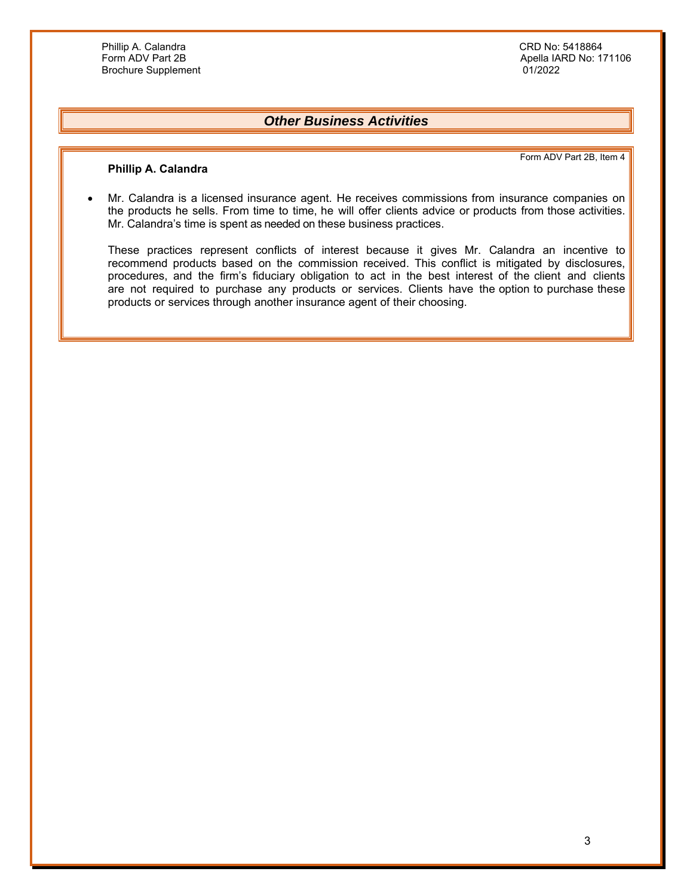## *Other Business Activities*

Form ADV Part 2B, Item 4

**Phillip A. Calandra**

- Mr. Calandra is a licensed insurance agent. He receives commissions from insurance companies on the products he sells. From time to time, he will offer clients advice or products from those activities. Mr. Calandra's time is spent as needed on these business practices.

  These practices represent conflicts of interest because it gives Mr. Calandra an incentive to recommend products based on the commission received. This conflict is mitigated by disclosures, procedures, and the firm's fiduciary obligation to act in the best interest of the client and clients are not required to purchase any products or services. Clients have the option to purchase these products or services through another insurance agent of their choosing.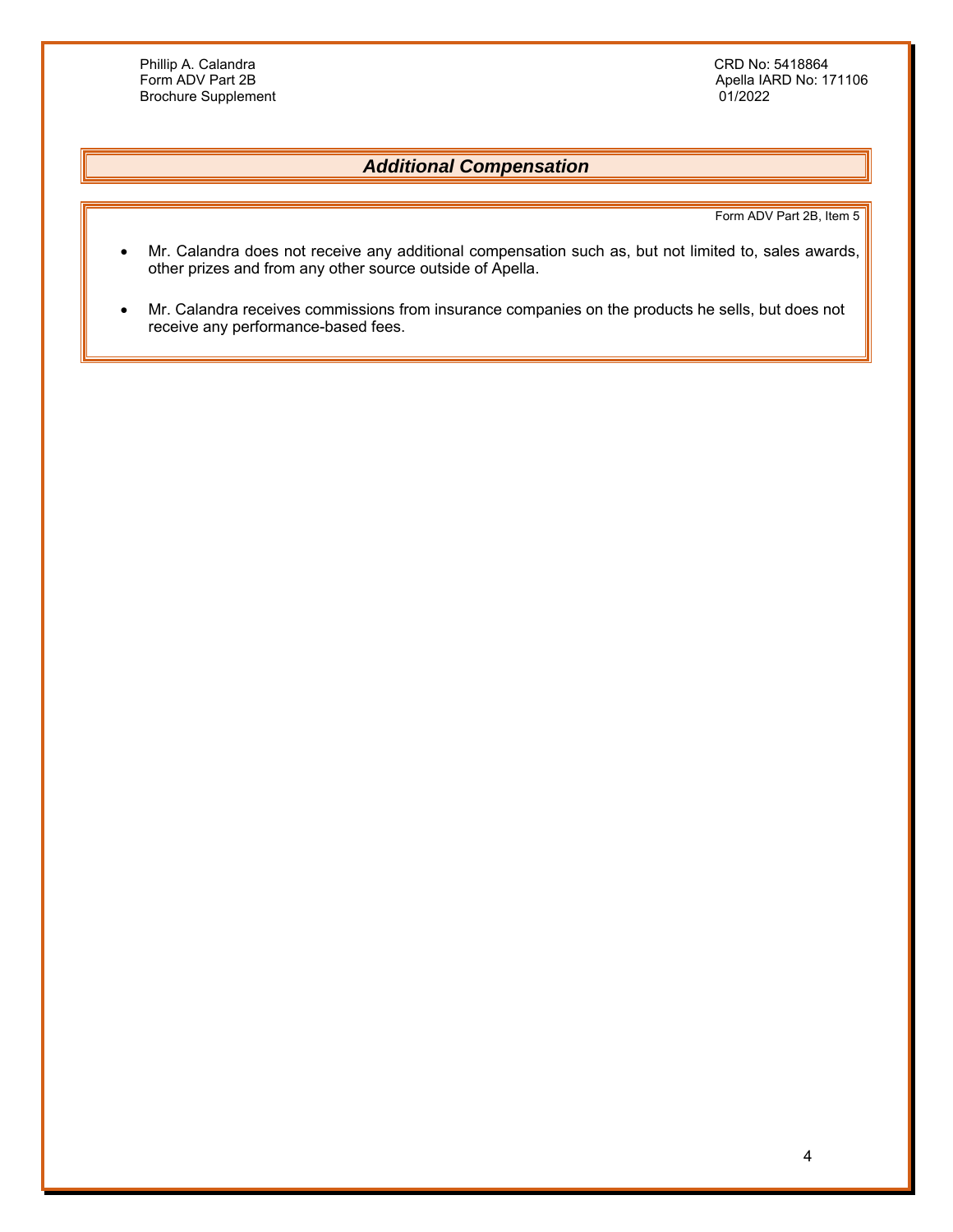## *Additional Compensation*

Form ADV Part 2B, Item 5

- Mr. Calandra does not receive any additional compensation such as, but not limited to, sales awards, other prizes and from any other source outside of Apella.
- Mr. Calandra receives commissions from insurance companies on the products he sells, but does not receive any performance-based fees.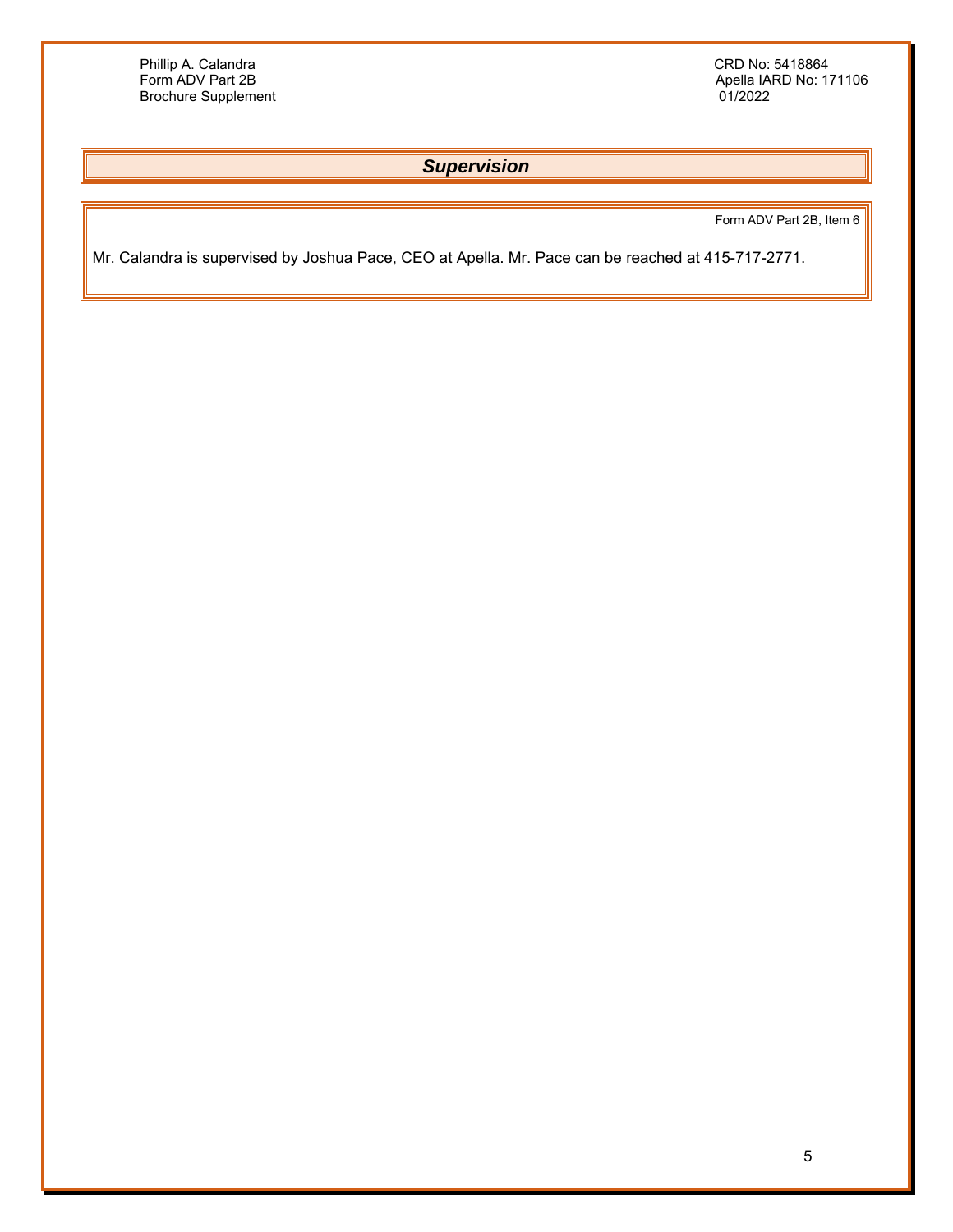## *Supervision*

Form ADV Part 2B, Item 6

Mr. Calandra is supervised by Joshua Pace, CEO at Apella. Mr. Pace can be reached at 415-717-2771.